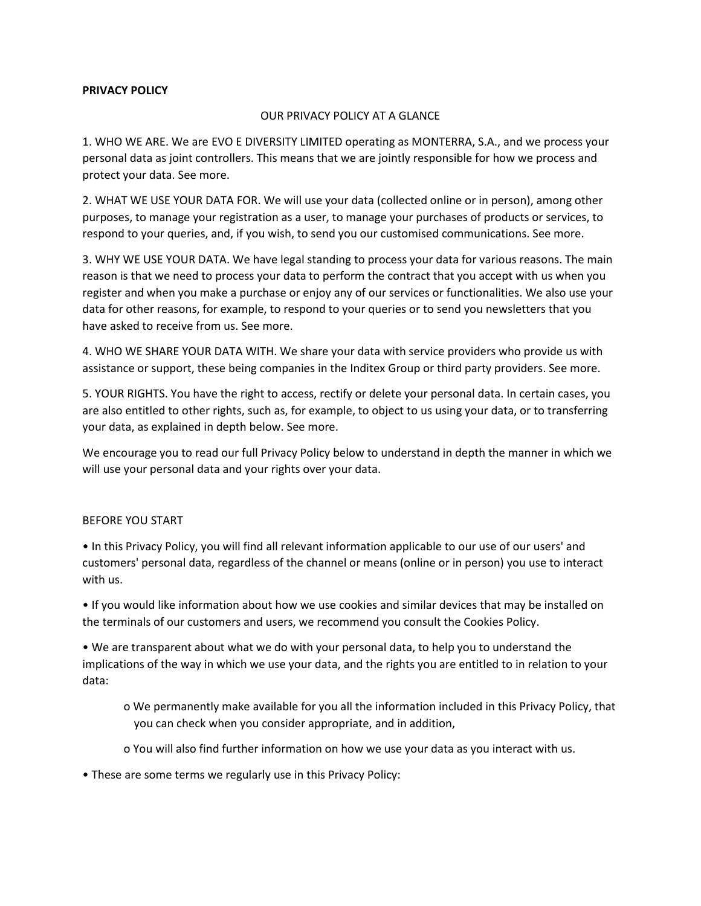**PRIVACY POLICY**

OUR PRIVACY POLICY AT A GLANCE

1. WHO WE ARE. We are EVO E DIVERSITY LIMITED operating as MONTERRA, S.A., and we process your personal data as joint controllers. This means that we are jointly responsible for how we process and protect your data. See more.

2. WHAT WE USE YOUR DATA FOR. We will use your data (collected online or in person), among other purposes, to manage your registration as a user, to manage your purchases of products or services, to respond to your queries, and, if you wish, to send you our customised communications. See more.

3. WHY WE USE YOUR DATA. We have legal standing to process your data for various reasons. The main reason is that we need to process your data to perform the contract that you accept with us when you register and when you make a purchase or enjoy any of our services or functionalities. We also use your data for other reasons, for example, to respond to your queries or to send you newsletters that you have asked to receive from us. See more.

4. WHO WE SHARE YOUR DATA WITH. We share your data with service providers who provide us with assistance or support, these being companies in the Inditex Group or third party providers. See more.

5. YOUR RIGHTS. You have the right to access, rectify or delete your personal data. In certain cases, you are also entitled to other rights, such as, for example, to object to us using your data, or to transferring your data, as explained in depth below. See more.

We encourage you to read our full Privacy Policy below to understand in depth the manner in which we will use your personal data and your rights over your data.

BEFORE YOU START

- In this Privacy Policy, you will find all relevant information applicable to our use of our users' and customers' personal data, regardless of the channel or means (online or in person) you use to interact with us.
- If you would like information about how we use cookies and similar devices that may be installed on the terminals of our customers and users, we recommend you consult the Cookies Policy.
- We are transparent about what we do with your personal data, to help you to understand the implications of the way in which we use your data, and the rights you are entitled to in relation to your data:
  - We permanently make available for you all the information included in this Privacy Policy, that you can check when you consider appropriate, and in addition,
  - You will also find further information on how we use your data as you interact with us.
- These are some terms we regularly use in this Privacy Policy: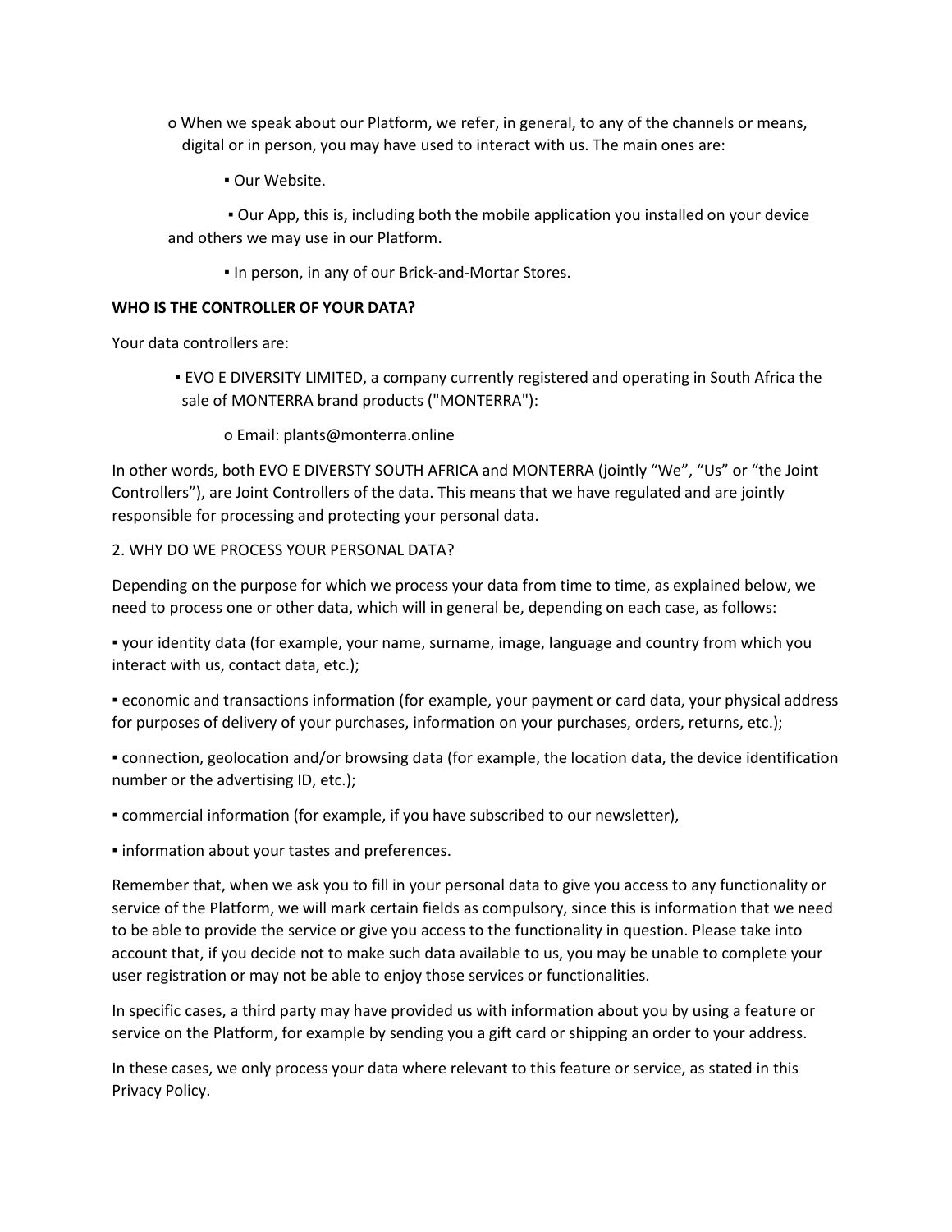o When we speak about our Platform, we refer, in general, to any of the channels or means, digital or in person, you may have used to interact with us. The main ones are:

▪ Our Website.

▪ Our App, this is, including both the mobile application you installed on your device and others we may use in our Platform.

▪ In person, in any of our Brick-and-Mortar Stores.

**WHO IS THE CONTROLLER OF YOUR DATA?**

Your data controllers are:

▪ EVO E DIVERSITY LIMITED, a company currently registered and operating in South Africa the sale of MONTERRA brand products ("MONTERRA"):

o Email: plants@monterra.online

In other words, both EVO E DIVERSTY SOUTH AFRICA and MONTERRA (jointly "We", "Us" or "the Joint Controllers"), are Joint Controllers of the data. This means that we have regulated and are jointly responsible for processing and protecting your personal data.

2. WHY DO WE PROCESS YOUR PERSONAL DATA?

Depending on the purpose for which we process your data from time to time, as explained below, we need to process one or other data, which will in general be, depending on each case, as follows:

▪ your identity data (for example, your name, surname, image, language and country from which you interact with us, contact data, etc.);

▪ economic and transactions information (for example, your payment or card data, your physical address for purposes of delivery of your purchases, information on your purchases, orders, returns, etc.);

▪ connection, geolocation and/or browsing data (for example, the location data, the device identification number or the advertising ID, etc.);

▪ commercial information (for example, if you have subscribed to our newsletter),

▪ information about your tastes and preferences.

Remember that, when we ask you to fill in your personal data to give you access to any functionality or service of the Platform, we will mark certain fields as compulsory, since this is information that we need to be able to provide the service or give you access to the functionality in question. Please take into account that, if you decide not to make such data available to us, you may be unable to complete your user registration or may not be able to enjoy those services or functionalities.

In specific cases, a third party may have provided us with information about you by using a feature or service on the Platform, for example by sending you a gift card or shipping an order to your address.

In these cases, we only process your data where relevant to this feature or service, as stated in this Privacy Policy.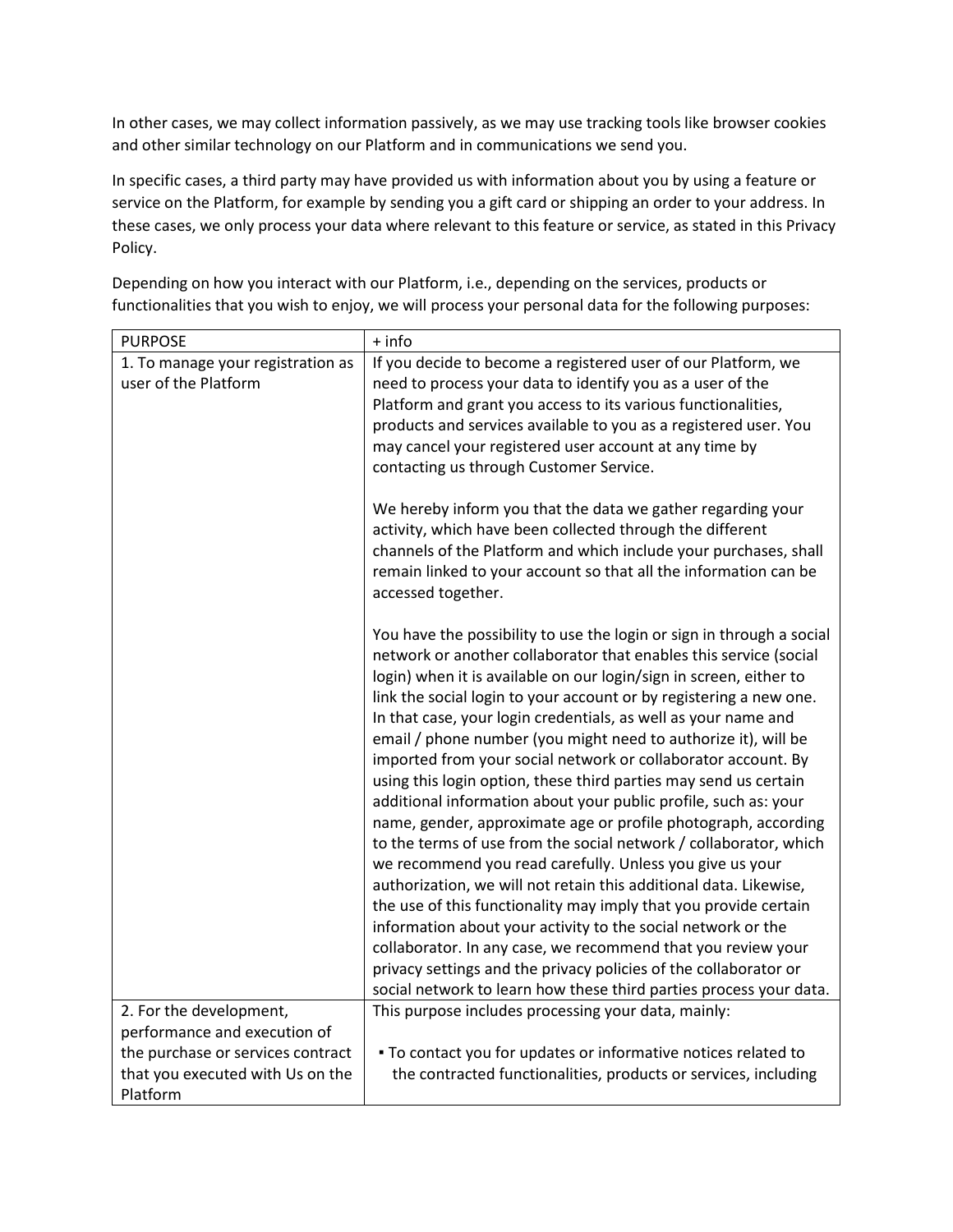In other cases, we may collect information passively, as we may use tracking tools like browser cookies and other similar technology on our Platform and in communications we send you.

In specific cases, a third party may have provided us with information about you by using a feature or service on the Platform, for example by sending you a gift card or shipping an order to your address. In these cases, we only process your data where relevant to this feature or service, as stated in this Privacy Policy.

Depending on how you interact with our Platform, i.e., depending on the services, products or functionalities that you wish to enjoy, we will process your personal data for the following purposes:

| PURPOSE | + info |
|---|---|
| 1. To manage your registration as user of the Platform | If you decide to become a registered user of our Platform, we need to process your data to identify you as a user of the Platform and grant you access to its various functionalities, products and services available to you as a registered user. You may cancel your registered user account at any time by contacting us through Customer Service.<br><br>We hereby inform you that the data we gather regarding your activity, which have been collected through the different channels of the Platform and which include your purchases, shall remain linked to your account so that all the information can be accessed together.<br><br>You have the possibility to use the login or sign in through a social network or another collaborator that enables this service (social login) when it is available on our login/sign in screen, either to link the social login to your account or by registering a new one. In that case, your login credentials, as well as your name and email / phone number (you might need to authorize it), will be imported from your social network or collaborator account. By using this login option, these third parties may send us certain additional information about your public profile, such as: your name, gender, approximate age or profile photograph, according to the terms of use from the social network / collaborator, which we recommend you read carefully. Unless you give us your authorization, we will not retain this additional data. Likewise, the use of this functionality may imply that you provide certain information about your activity to the social network or the collaborator. In any case, we recommend that you review your privacy settings and the privacy policies of the collaborator or social network to learn how these third parties process your data. |
| 2. For the development, performance and execution of the purchase or services contract that you executed with Us on the Platform | This purpose includes processing your data, mainly:<br><br>▪ To contact you for updates or informative notices related to the contracted functionalities, products or services, including |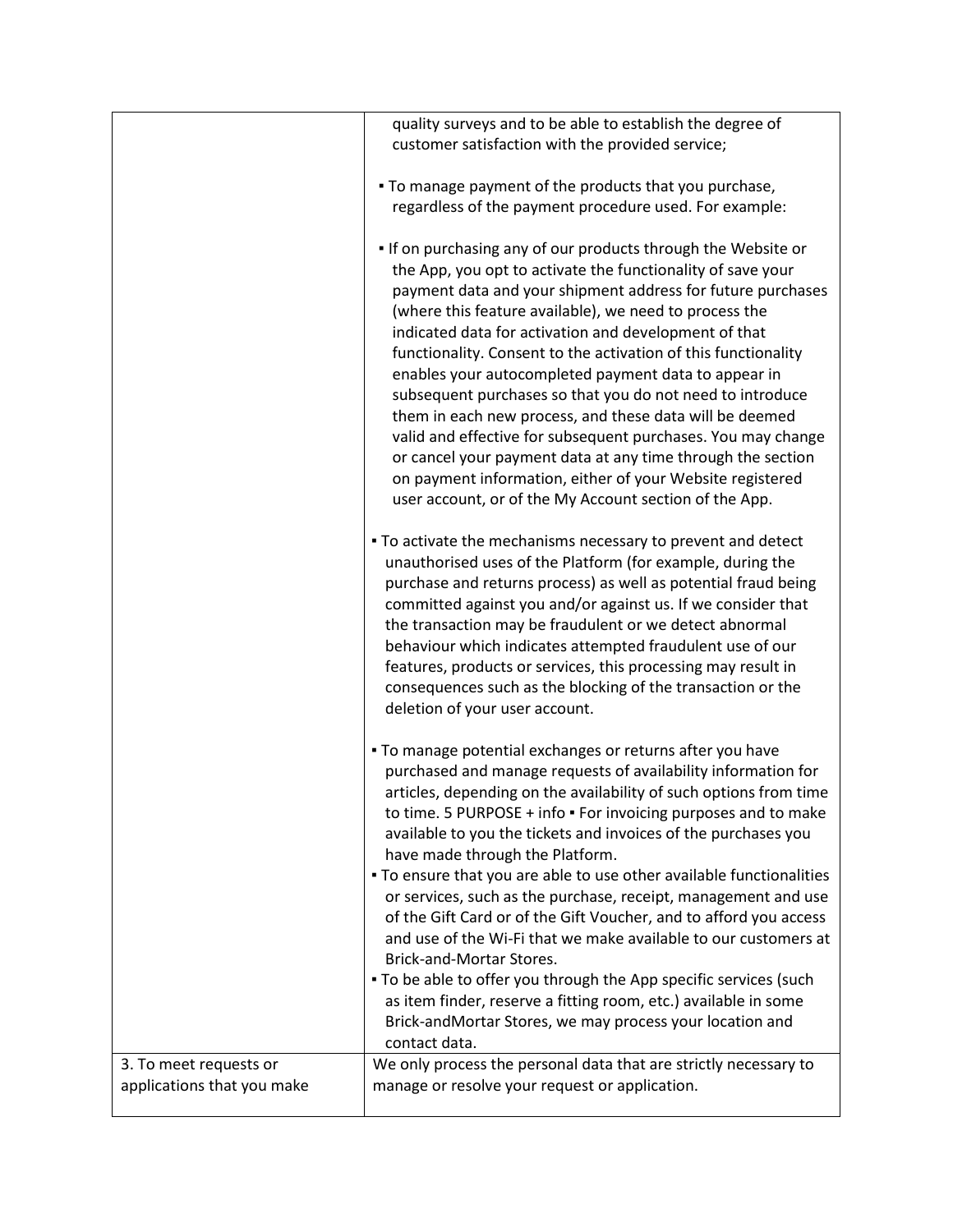| | |
|---|---|
| | quality surveys and to be able to establish the degree of customer satisfaction with the provided service;<br><br>▪ To manage payment of the products that you purchase, regardless of the payment procedure used. For example:<br><br>▪ If on purchasing any of our products through the Website or the App, you opt to activate the functionality of save your payment data and your shipment address for future purchases (where this feature available), we need to process the indicated data for activation and development of that functionality. Consent to the activation of this functionality enables your autocompleted payment data to appear in subsequent purchases so that you do not need to introduce them in each new process, and these data will be deemed valid and effective for subsequent purchases. You may change or cancel your payment data at any time through the section on payment information, either of your Website registered user account, or of the My Account section of the App.<br><br>▪ To activate the mechanisms necessary to prevent and detect unauthorised uses of the Platform (for example, during the purchase and returns process) as well as potential fraud being committed against you and/or against us. If we consider that the transaction may be fraudulent or we detect abnormal behaviour which indicates attempted fraudulent use of our features, products or services, this processing may result in consequences such as the blocking of the transaction or the deletion of your user account.<br><br>▪ To manage potential exchanges or returns after you have purchased and manage requests of availability information for articles, depending on the availability of such options from time to time. 5 PURPOSE + info ▪ For invoicing purposes and to make available to you the tickets and invoices of the purchases you have made through the Platform.<br>▪ To ensure that you are able to use other available functionalities or services, such as the purchase, receipt, management and use of the Gift Card or of the Gift Voucher, and to afford you access and use of the Wi-Fi that we make available to our customers at Brick-and-Mortar Stores.<br>▪ To be able to offer you through the App specific services (such as item finder, reserve a fitting room, etc.) available in some Brick-andMortar Stores, we may process your location and contact data. |
| 3. To meet requests or applications that you make | We only process the personal data that are strictly necessary to manage or resolve your request or application. |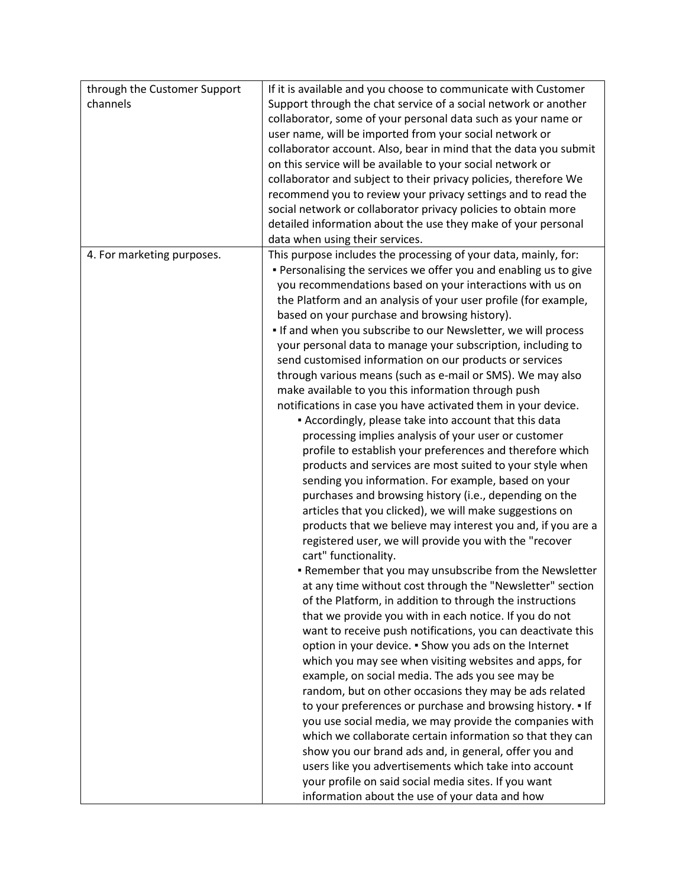| | |
|---|---|
| through the Customer Support channels | If it is available and you choose to communicate with Customer Support through the chat service of a social network or another collaborator, some of your personal data such as your name or user name, will be imported from your social network or collaborator account. Also, bear in mind that the data you submit on this service will be available to your social network or collaborator and subject to their privacy policies, therefore We recommend you to review your privacy settings and to read the social network or collaborator privacy policies to obtain more detailed information about the use they make of your personal data when using their services. |
| 4. For marketing purposes. | This purpose includes the processing of your data, mainly, for:<br>▪ Personalising the services we offer you and enabling us to give you recommendations based on your interactions with us on the Platform and an analysis of your user profile (for example, based on your purchase and browsing history).<br>▪ If and when you subscribe to our Newsletter, we will process your personal data to manage your subscription, including to send customised information on our products or services through various means (such as e-mail or SMS). We may also make available to you this information through push notifications in case you have activated them in your device.<br>▪ Accordingly, please take into account that this data processing implies analysis of your user or customer profile to establish your preferences and therefore which products and services are most suited to your style when sending you information. For example, based on your purchases and browsing history (i.e., depending on the articles that you clicked), we will make suggestions on products that we believe may interest you and, if you are a registered user, we will provide you with the "recover cart" functionality.<br>▪ Remember that you may unsubscribe from the Newsletter at any time without cost through the "Newsletter" section of the Platform, in addition to through the instructions that we provide you with in each notice. If you do not want to receive push notifications, you can deactivate this option in your device. ▪ Show you ads on the Internet which you may see when visiting websites and apps, for example, on social media. The ads you see may be random, but on other occasions they may be ads related to your preferences or purchase and browsing history. ▪ If you use social media, we may provide the companies with which we collaborate certain information so that they can show you our brand ads and, in general, offer you and users like you advertisements which take into account your profile on said social media sites. If you want information about the use of your data and how |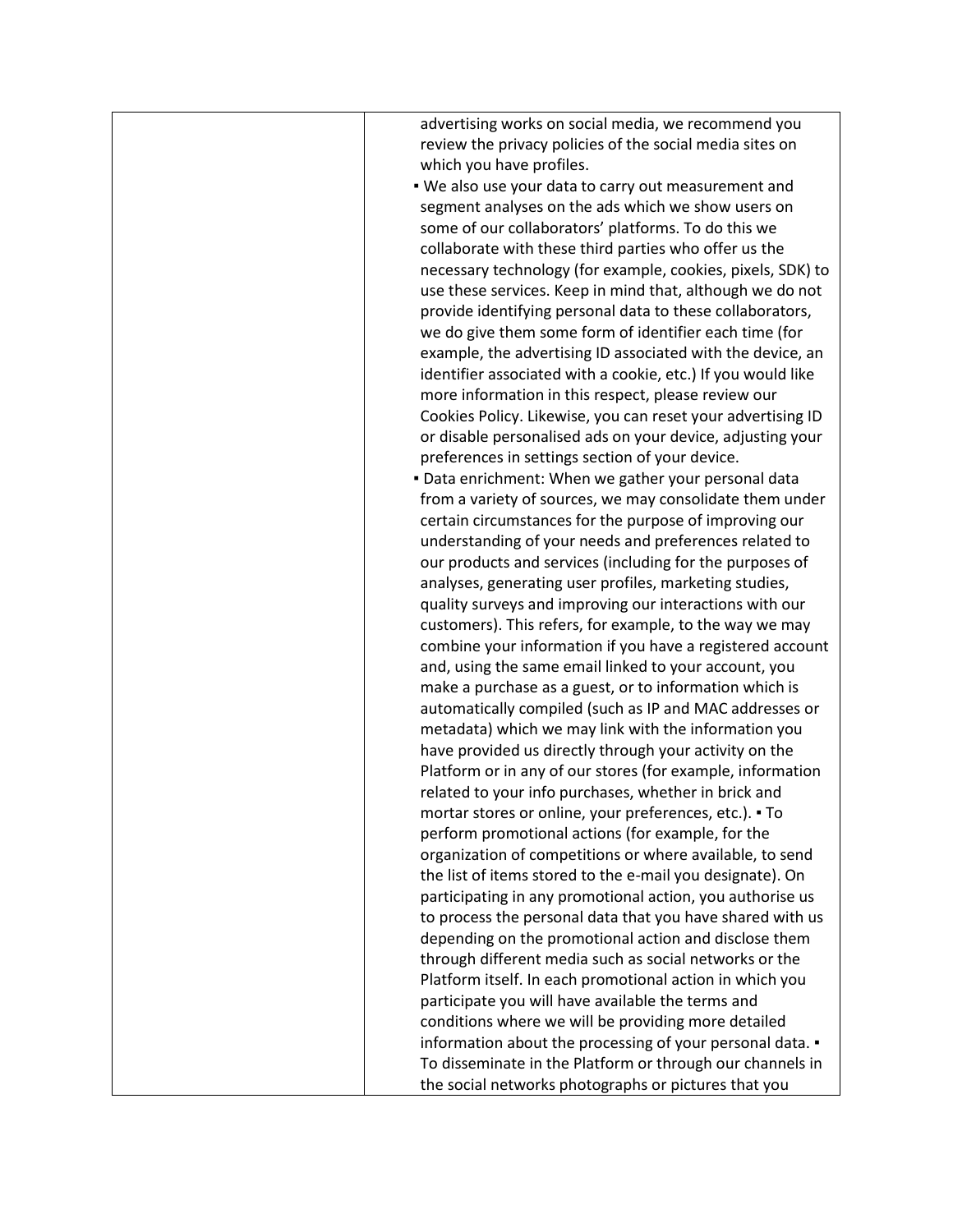| | advertising works on social media, we recommend you review the privacy policies of the social media sites on which you have profiles.<br>▪ We also use your data to carry out measurement and segment analyses on the ads which we show users on some of our collaborators' platforms. To do this we collaborate with these third parties who offer us the necessary technology (for example, cookies, pixels, SDK) to use these services. Keep in mind that, although we do not provide identifying personal data to these collaborators, we do give them some form of identifier each time (for example, the advertising ID associated with the device, an identifier associated with a cookie, etc.) If you would like more information in this respect, please review our Cookies Policy. Likewise, you can reset your advertising ID or disable personalised ads on your device, adjusting your preferences in settings section of your device.<br>▪ Data enrichment: When we gather your personal data from a variety of sources, we may consolidate them under certain circumstances for the purpose of improving our understanding of your needs and preferences related to our products and services (including for the purposes of analyses, generating user profiles, marketing studies, quality surveys and improving our interactions with our customers). This refers, for example, to the way we may combine your information if you have a registered account and, using the same email linked to your account, you make a purchase as a guest, or to information which is automatically compiled (such as IP and MAC addresses or metadata) which we may link with the information you have provided us directly through your activity on the Platform or in any of our stores (for example, information related to your info purchases, whether in brick and mortar stores or online, your preferences, etc.). ▪ To perform promotional actions (for example, for the organization of competitions or where available, to send the list of items stored to the e-mail you designate). On participating in any promotional action, you authorise us to process the personal data that you have shared with us depending on the promotional action and disclose them through different media such as social networks or the Platform itself. In each promotional action in which you participate you will have available the terms and conditions where we will be providing more detailed information about the processing of your personal data. ▪ To disseminate in the Platform or through our channels in the social networks photographs or pictures that you |
|---|---|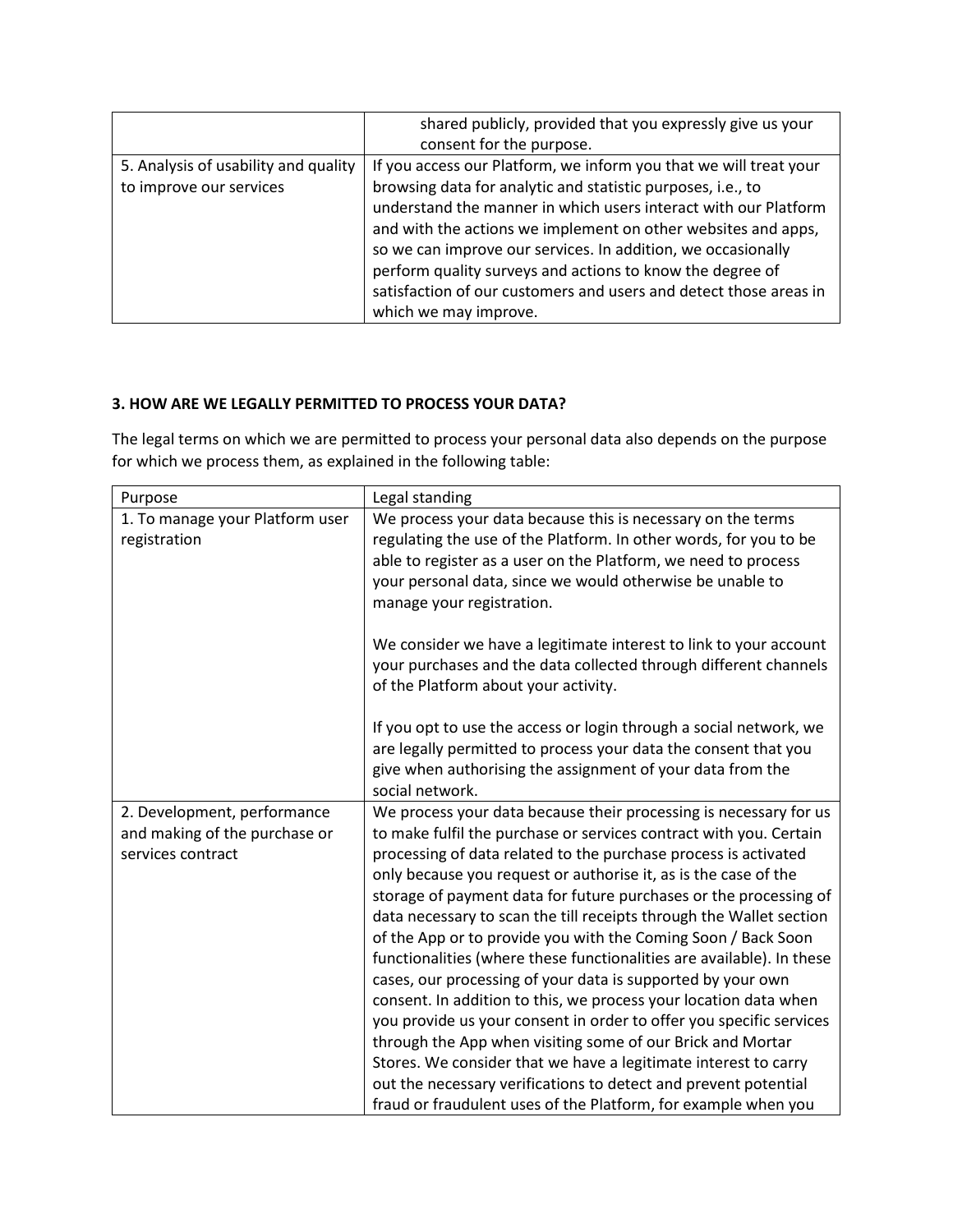|  |  |
|---|---|
|  | shared publicly, provided that you expressly give us your consent for the purpose. |
| 5. Analysis of usability and quality to improve our services | If you access our Platform, we inform you that we will treat your browsing data for analytic and statistic purposes, i.e., to understand the manner in which users interact with our Platform and with the actions we implement on other websites and apps, so we can improve our services. In addition, we occasionally perform quality surveys and actions to know the degree of satisfaction of our customers and users and detect those areas in which we may improve. |

**3. HOW ARE WE LEGALLY PERMITTED TO PROCESS YOUR DATA?**

The legal terms on which we are permitted to process your personal data also depends on the purpose for which we process them, as explained in the following table:

| Purpose | Legal standing |
|---|---|
| 1. To manage your Platform user registration | We process your data because this is necessary on the terms regulating the use of the Platform. In other words, for you to be able to register as a user on the Platform, we need to process your personal data, since we would otherwise be unable to manage your registration.<br><br>We consider we have a legitimate interest to link to your account your purchases and the data collected through different channels of the Platform about your activity.<br><br>If you opt to use the access or login through a social network, we are legally permitted to process your data the consent that you give when authorising the assignment of your data from the social network. |
| 2. Development, performance and making of the purchase or services contract | We process your data because their processing is necessary for us to make fulfil the purchase or services contract with you. Certain processing of data related to the purchase process is activated only because you request or authorise it, as is the case of the storage of payment data for future purchases or the processing of data necessary to scan the till receipts through the Wallet section of the App or to provide you with the Coming Soon / Back Soon functionalities (where these functionalities are available). In these cases, our processing of your data is supported by your own consent. In addition to this, we process your location data when you provide us your consent in order to offer you specific services through the App when visiting some of our Brick and Mortar Stores. We consider that we have a legitimate interest to carry out the necessary verifications to detect and prevent potential fraud or fraudulent uses of the Platform, for example when you |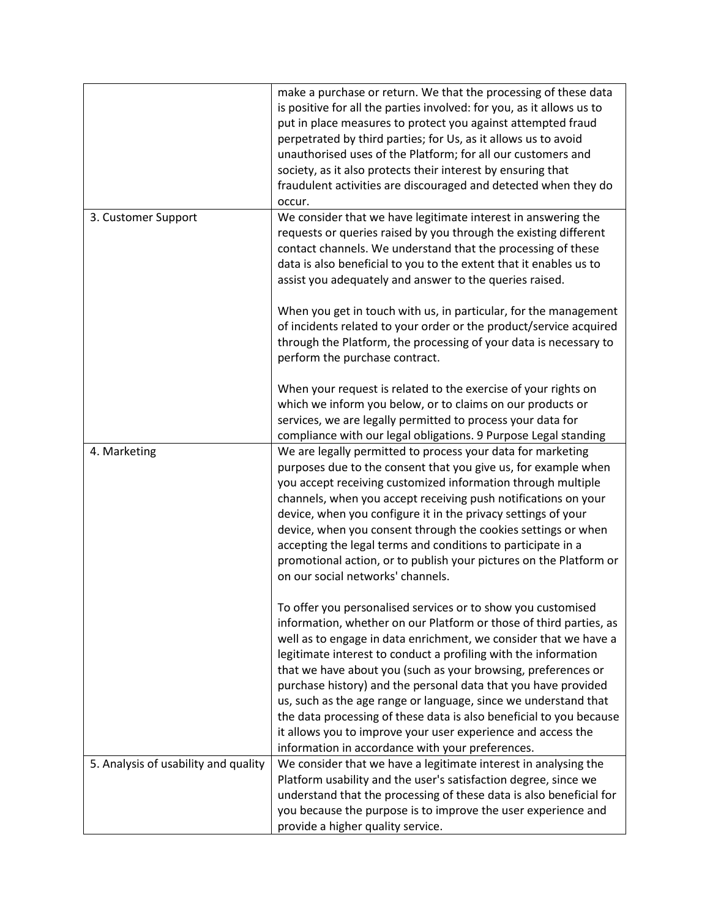| | |
|---|---|
| | make a purchase or return. We that the processing of these data is positive for all the parties involved: for you, as it allows us to put in place measures to protect you against attempted fraud perpetrated by third parties; for Us, as it allows us to avoid unauthorised uses of the Platform; for all our customers and society, as it also protects their interest by ensuring that fraudulent activities are discouraged and detected when they do occur. |
| 3. Customer Support | We consider that we have legitimate interest in answering the requests or queries raised by you through the existing different contact channels. We understand that the processing of these data is also beneficial to you to the extent that it enables us to assist you adequately and answer to the queries raised.<br><br>When you get in touch with us, in particular, for the management of incidents related to your order or the product/service acquired through the Platform, the processing of your data is necessary to perform the purchase contract.<br><br>When your request is related to the exercise of your rights on which we inform you below, or to claims on our products or services, we are legally permitted to process your data for compliance with our legal obligations. 9 Purpose Legal standing |
| 4. Marketing | We are legally permitted to process your data for marketing purposes due to the consent that you give us, for example when you accept receiving customized information through multiple channels, when you accept receiving push notifications on your device, when you configure it in the privacy settings of your device, when you consent through the cookies settings or when accepting the legal terms and conditions to participate in a promotional action, or to publish your pictures on the Platform or on our social networks' channels.<br><br>To offer you personalised services or to show you customised information, whether on our Platform or those of third parties, as well as to engage in data enrichment, we consider that we have a legitimate interest to conduct a profiling with the information that we have about you (such as your browsing, preferences or purchase history) and the personal data that you have provided us, such as the age range or language, since we understand that the data processing of these data is also beneficial to you because it allows you to improve your user experience and access the information in accordance with your preferences. |
| 5. Analysis of usability and quality | We consider that we have a legitimate interest in analysing the Platform usability and the user's satisfaction degree, since we understand that the processing of these data is also beneficial for you because the purpose is to improve the user experience and provide a higher quality service. |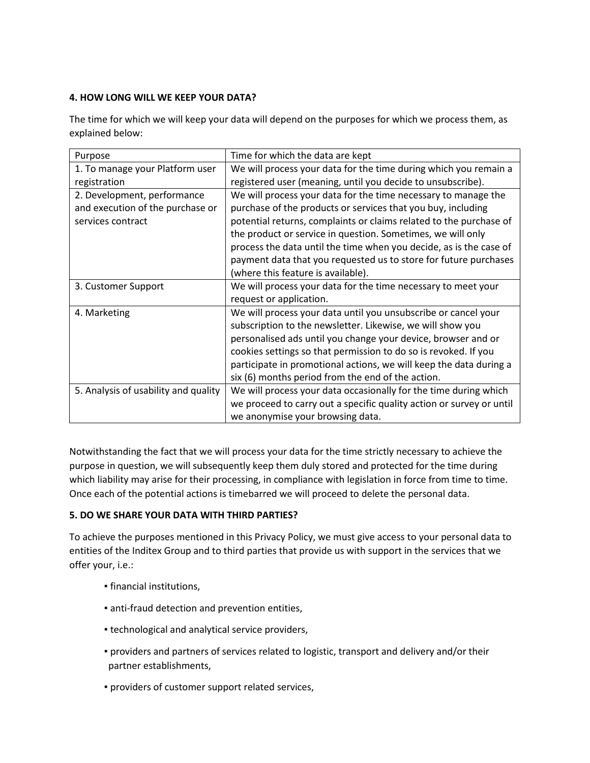**4. HOW LONG WILL WE KEEP YOUR DATA?**

The time for which we will keep your data will depend on the purposes for which we process them, as explained below:

| Purpose | Time for which the data are kept |
|---|---|
| 1. To manage your Platform user registration | We will process your data for the time during which you remain a registered user (meaning, until you decide to unsubscribe). |
| 2. Development, performance and execution of the purchase or services contract | We will process your data for the time necessary to manage the purchase of the products or services that you buy, including potential returns, complaints or claims related to the purchase of the product or service in question. Sometimes, we will only process the data until the time when you decide, as is the case of payment data that you requested us to store for future purchases (where this feature is available). |
| 3. Customer Support | We will process your data for the time necessary to meet your request or application. |
| 4. Marketing | We will process your data until you unsubscribe or cancel your subscription to the newsletter. Likewise, we will show you personalised ads until you change your device, browser and or cookies settings so that permission to do so is revoked. If you participate in promotional actions, we will keep the data during a six (6) months period from the end of the action. |
| 5. Analysis of usability and quality | We will process your data occasionally for the time during which we proceed to carry out a specific quality action or survey or until we anonymise your browsing data. |

Notwithstanding the fact that we will process your data for the time strictly necessary to achieve the purpose in question, we will subsequently keep them duly stored and protected for the time during which liability may arise for their processing, in compliance with legislation in force from time to time. Once each of the potential actions is timebarred we will proceed to delete the personal data.

**5. DO WE SHARE YOUR DATA WITH THIRD PARTIES?**

To achieve the purposes mentioned in this Privacy Policy, we must give access to your personal data to entities of the Inditex Group and to third parties that provide us with support in the services that we offer your, i.e.:

- financial institutions,
- anti-fraud detection and prevention entities,
- technological and analytical service providers,
- providers and partners of services related to logistic, transport and delivery and/or their partner establishments,
- providers of customer support related services,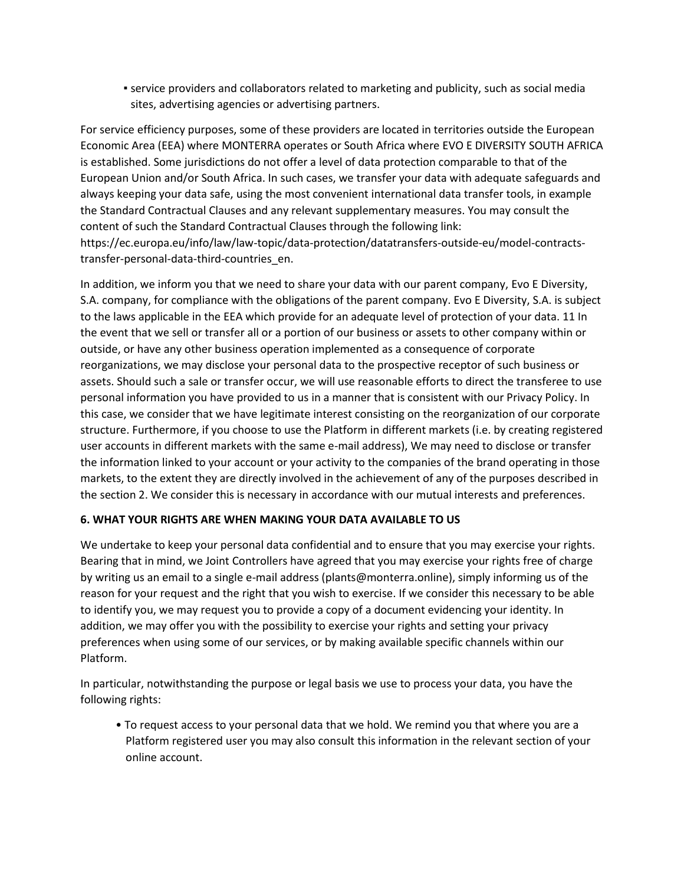▪ service providers and collaborators related to marketing and publicity, such as social media sites, advertising agencies or advertising partners.

For service efficiency purposes, some of these providers are located in territories outside the European Economic Area (EEA) where MONTERRA operates or South Africa where EVO E DIVERSITY SOUTH AFRICA is established. Some jurisdictions do not offer a level of data protection comparable to that of the European Union and/or South Africa. In such cases, we transfer your data with adequate safeguards and always keeping your data safe, using the most convenient international data transfer tools, in example the Standard Contractual Clauses and any relevant supplementary measures. You may consult the content of such the Standard Contractual Clauses through the following link: https://ec.europa.eu/info/law/law-topic/data-protection/datatransfers-outside-eu/model-contracts-transfer-personal-data-third-countries_en.

In addition, we inform you that we need to share your data with our parent company, Evo E Diversity, S.A. company, for compliance with the obligations of the parent company. Evo E Diversity, S.A. is subject to the laws applicable in the EEA which provide for an adequate level of protection of your data. 11 In the event that we sell or transfer all or a portion of our business or assets to other company within or outside, or have any other business operation implemented as a consequence of corporate reorganizations, we may disclose your personal data to the prospective receptor of such business or assets. Should such a sale or transfer occur, we will use reasonable efforts to direct the transferee to use personal information you have provided to us in a manner that is consistent with our Privacy Policy. In this case, we consider that we have legitimate interest consisting on the reorganization of our corporate structure. Furthermore, if you choose to use the Platform in different markets (i.e. by creating registered user accounts in different markets with the same e-mail address), We may need to disclose or transfer the information linked to your account or your activity to the companies of the brand operating in those markets, to the extent they are directly involved in the achievement of any of the purposes described in the section 2. We consider this is necessary in accordance with our mutual interests and preferences.

**6. WHAT YOUR RIGHTS ARE WHEN MAKING YOUR DATA AVAILABLE TO US**

We undertake to keep your personal data confidential and to ensure that you may exercise your rights. Bearing that in mind, we Joint Controllers have agreed that you may exercise your rights free of charge by writing us an email to a single e-mail address (plants@monterra.online), simply informing us of the reason for your request and the right that you wish to exercise. If we consider this necessary to be able to identify you, we may request you to provide a copy of a document evidencing your identity. In addition, we may offer you with the possibility to exercise your rights and setting your privacy preferences when using some of our services, or by making available specific channels within our Platform.

In particular, notwithstanding the purpose or legal basis we use to process your data, you have the following rights:

- To request access to your personal data that we hold. We remind you that where you are a Platform registered user you may also consult this information in the relevant section of your online account.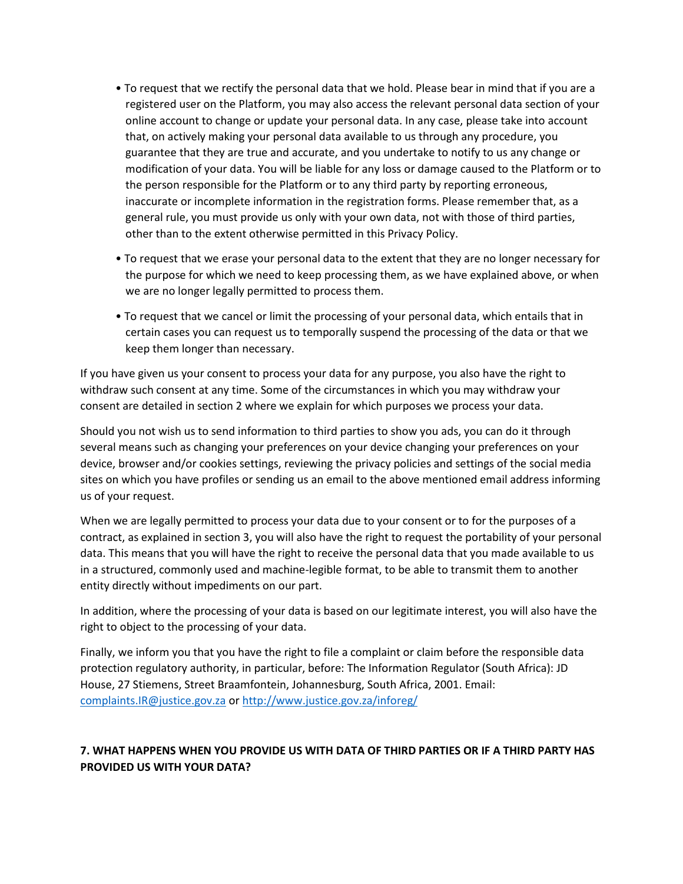- To request that we rectify the personal data that we hold. Please bear in mind that if you are a registered user on the Platform, you may also access the relevant personal data section of your online account to change or update your personal data. In any case, please take into account that, on actively making your personal data available to us through any procedure, you guarantee that they are true and accurate, and you undertake to notify to us any change or modification of your data. You will be liable for any loss or damage caused to the Platform or to the person responsible for the Platform or to any third party by reporting erroneous, inaccurate or incomplete information in the registration forms. Please remember that, as a general rule, you must provide us only with your own data, not with those of third parties, other than to the extent otherwise permitted in this Privacy Policy.

- To request that we erase your personal data to the extent that they are no longer necessary for the purpose for which we need to keep processing them, as we have explained above, or when we are no longer legally permitted to process them.

- To request that we cancel or limit the processing of your personal data, which entails that in certain cases you can request us to temporally suspend the processing of the data or that we keep them longer than necessary.

If you have given us your consent to process your data for any purpose, you also have the right to withdraw such consent at any time. Some of the circumstances in which you may withdraw your consent are detailed in section 2 where we explain for which purposes we process your data.

Should you not wish us to send information to third parties to show you ads, you can do it through several means such as changing your preferences on your device changing your preferences on your device, browser and/or cookies settings, reviewing the privacy policies and settings of the social media sites on which you have profiles or sending us an email to the above mentioned email address informing us of your request.

When we are legally permitted to process your data due to your consent or to for the purposes of a contract, as explained in section 3, you will also have the right to request the portability of your personal data. This means that you will have the right to receive the personal data that you made available to us in a structured, commonly used and machine-legible format, to be able to transmit them to another entity directly without impediments on our part.

In addition, where the processing of your data is based on our legitimate interest, you will also have the right to object to the processing of your data.

Finally, we inform you that you have the right to file a complaint or claim before the responsible data protection regulatory authority, in particular, before: The Information Regulator (South Africa): JD House, 27 Stiemens, Street Braamfontein, Johannesburg, South Africa, 2001. Email: [complaints.IR@justice.gov.za](mailto:complaints.IR@justice.gov.za) or [http://www.justice.gov.za/inforeg/](http://www.justice.gov.za/inforeg/)

**7. WHAT HAPPENS WHEN YOU PROVIDE US WITH DATA OF THIRD PARTIES OR IF A THIRD PARTY HAS PROVIDED US WITH YOUR DATA?**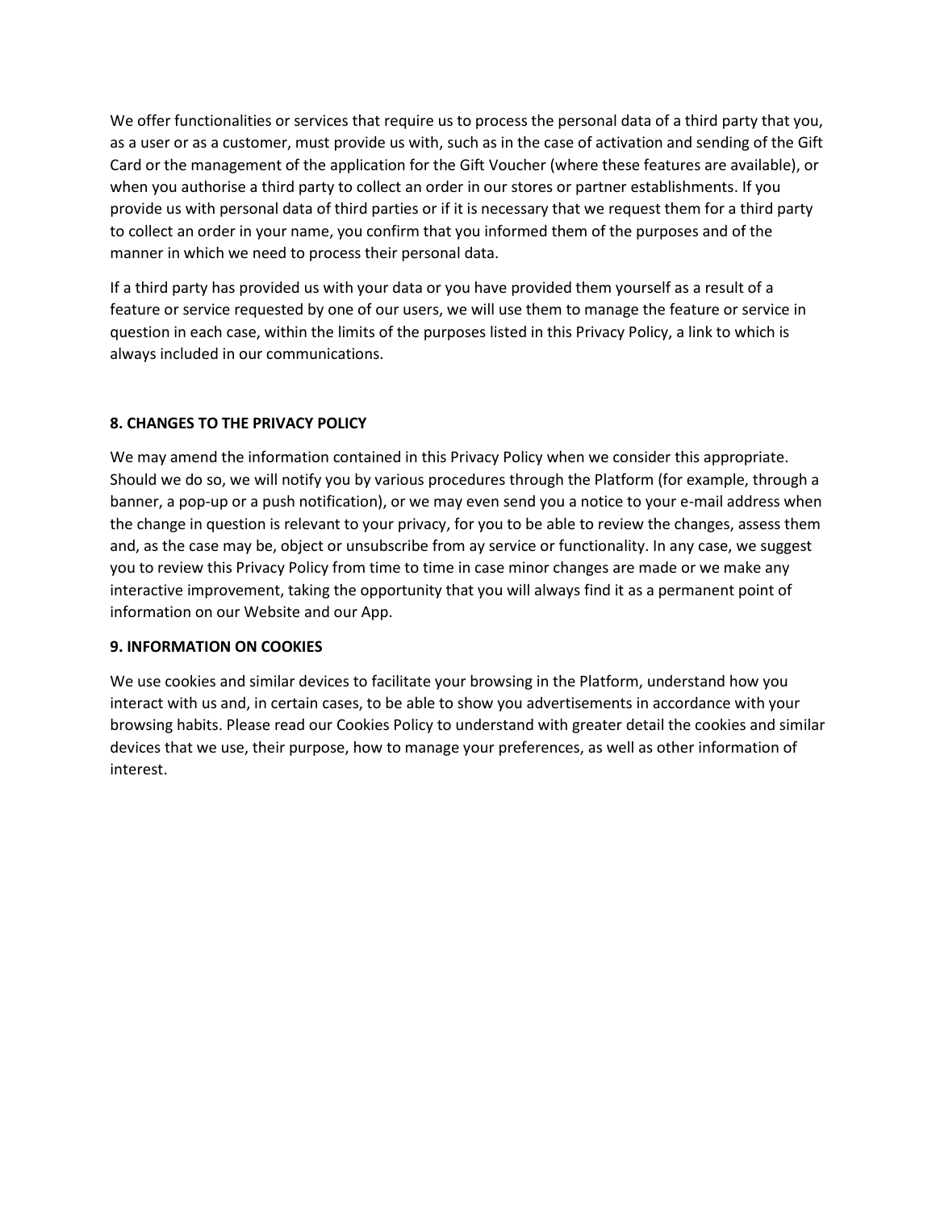We offer functionalities or services that require us to process the personal data of a third party that you, as a user or as a customer, must provide us with, such as in the case of activation and sending of the Gift Card or the management of the application for the Gift Voucher (where these features are available), or when you authorise a third party to collect an order in our stores or partner establishments. If you provide us with personal data of third parties or if it is necessary that we request them for a third party to collect an order in your name, you confirm that you informed them of the purposes and of the manner in which we need to process their personal data.

If a third party has provided us with your data or you have provided them yourself as a result of a feature or service requested by one of our users, we will use them to manage the feature or service in question in each case, within the limits of the purposes listed in this Privacy Policy, a link to which is always included in our communications.

**8. CHANGES TO THE PRIVACY POLICY**

We may amend the information contained in this Privacy Policy when we consider this appropriate. Should we do so, we will notify you by various procedures through the Platform (for example, through a banner, a pop-up or a push notification), or we may even send you a notice to your e-mail address when the change in question is relevant to your privacy, for you to be able to review the changes, assess them and, as the case may be, object or unsubscribe from ay service or functionality. In any case, we suggest you to review this Privacy Policy from time to time in case minor changes are made or we make any interactive improvement, taking the opportunity that you will always find it as a permanent point of information on our Website and our App.

**9. INFORMATION ON COOKIES**

We use cookies and similar devices to facilitate your browsing in the Platform, understand how you interact with us and, in certain cases, to be able to show you advertisements in accordance with your browsing habits. Please read our Cookies Policy to understand with greater detail the cookies and similar devices that we use, their purpose, how to manage your preferences, as well as other information of interest.